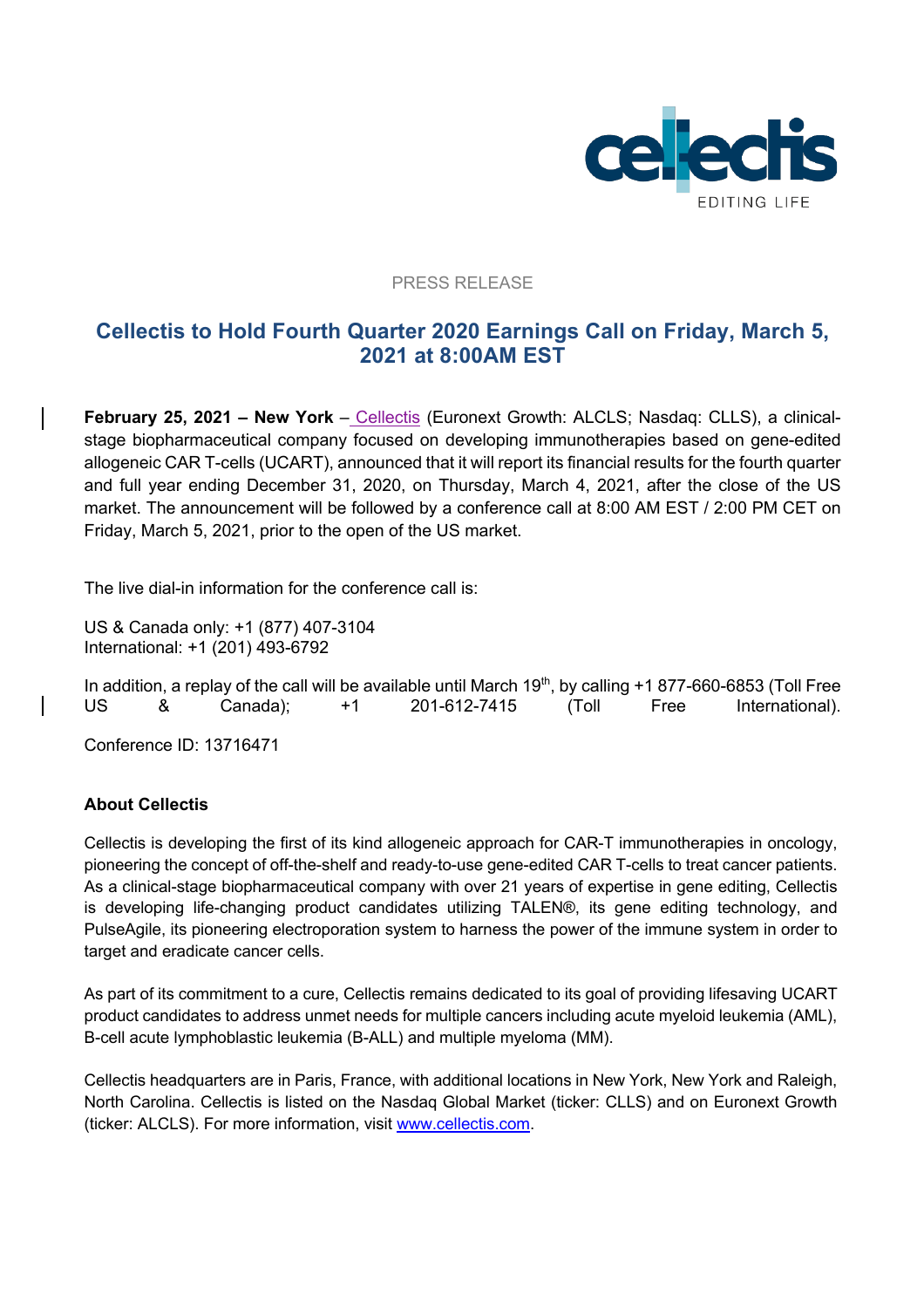PRESS RELEASE

# Cellectis to Hold Fourth Quarter 2020 Earnings Call on Friday, March 5, 2021 at 8:00AM EST

**February 25, 2021 – New York** – Cellectis (Euronext Growth: ALCLS; Nasdaq: CLLS), a clinical-stage biopharmaceutical company focused on developing immunotherapies based on gene-edited allogeneic CAR T-cells (UCART), announced that it will report its financial results for the fourth quarter and full year ending December 31, 2020, on Thursday, March 4, 2021, after the close of the US market. The announcement will be followed by a conference call at 8:00 AM EST / 2:00 PM CET on Friday, March 5, 2021, prior to the open of the US market.

The live dial-in information for the conference call is:

US & Canada only: +1 (877) 407-3104
International: +1 (201) 493-6792

In addition, a replay of the call will be available until March 19th, by calling +1 877-660-6853 (Toll Free US & Canada); +1 201-612-7415 (Toll Free International).

Conference ID: 13716471

**About Cellectis**

Cellectis is developing the first of its kind allogeneic approach for CAR-T immunotherapies in oncology, pioneering the concept of off-the-shelf and ready-to-use gene-edited CAR T-cells to treat cancer patients. As a clinical-stage biopharmaceutical company with over 21 years of expertise in gene editing, Cellectis is developing life-changing product candidates utilizing TALEN®, its gene editing technology, and PulseAgile, its pioneering electroporation system to harness the power of the immune system in order to target and eradicate cancer cells.

As part of its commitment to a cure, Cellectis remains dedicated to its goal of providing lifesaving UCART product candidates to address unmet needs for multiple cancers including acute myeloid leukemia (AML), B-cell acute lymphoblastic leukemia (B-ALL) and multiple myeloma (MM).

Cellectis headquarters are in Paris, France, with additional locations in New York, New York and Raleigh, North Carolina. Cellectis is listed on the Nasdaq Global Market (ticker: CLLS) and on Euronext Growth (ticker: ALCLS). For more information, visit www.cellectis.com.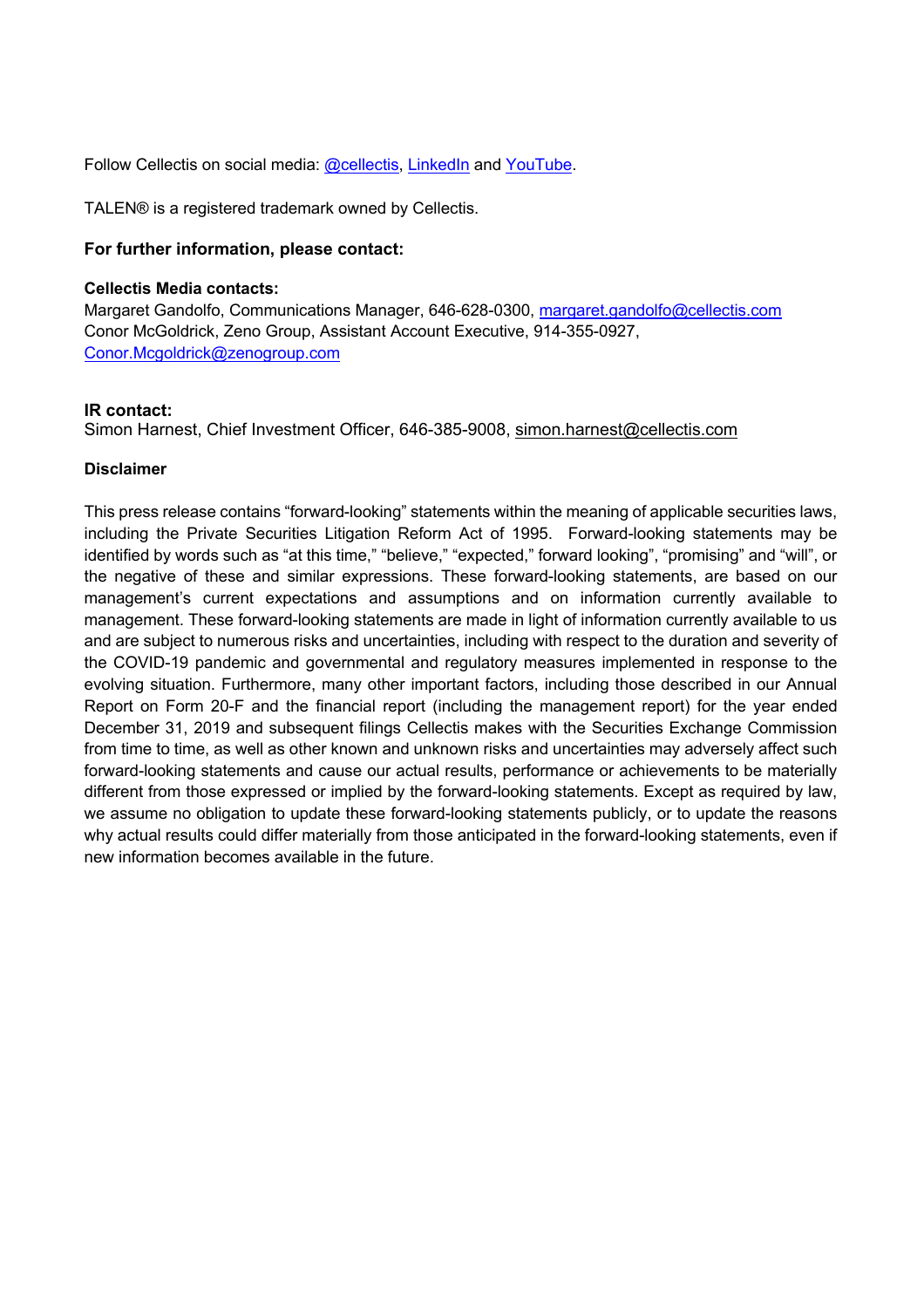Follow Cellectis on social media: [@cellectis](), [LinkedIn]() and [YouTube]().

TALEN® is a registered trademark owned by Cellectis.

**For further information, please contact:**

**Cellectis Media contacts:**
Margaret Gandolfo, Communications Manager, 646-628-0300, margaret.gandolfo@cellectis.com
Conor McGoldrick, Zeno Group, Assistant Account Executive, 914-355-0927, Conor.Mcgoldrick@zenogroup.com

**IR contact:**
Simon Harnest, Chief Investment Officer, 646-385-9008, simon.harnest@cellectis.com

**Disclaimer**

This press release contains "forward-looking" statements within the meaning of applicable securities laws, including the Private Securities Litigation Reform Act of 1995. Forward-looking statements may be identified by words such as "at this time," "believe," "expected," forward looking", "promising" and "will", or the negative of these and similar expressions. These forward-looking statements, are based on our management's current expectations and assumptions and on information currently available to management. These forward-looking statements are made in light of information currently available to us and are subject to numerous risks and uncertainties, including with respect to the duration and severity of the COVID-19 pandemic and governmental and regulatory measures implemented in response to the evolving situation. Furthermore, many other important factors, including those described in our Annual Report on Form 20-F and the financial report (including the management report) for the year ended December 31, 2019 and subsequent filings Cellectis makes with the Securities Exchange Commission from time to time, as well as other known and unknown risks and uncertainties may adversely affect such forward-looking statements and cause our actual results, performance or achievements to be materially different from those expressed or implied by the forward-looking statements. Except as required by law, we assume no obligation to update these forward-looking statements publicly, or to update the reasons why actual results could differ materially from those anticipated in the forward-looking statements, even if new information becomes available in the future.